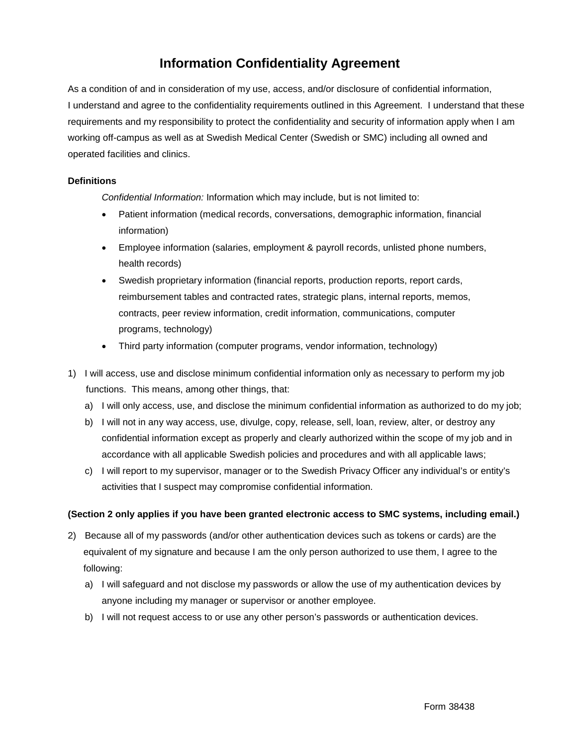# Information Confidentiality Agreement

As a condition of and in consideration of my use, access, and/or disclosure of confidential information, I understand and agree to the confidentiality requirements outlined in this Agreement. I understand that these requirements and my responsibility to protect the confidentiality and security of information apply when I am working off-campus as well as at Swedish Medical Center (Swedish or SMC) including all owned and operated facilities and clinics.

**Definitions**

*Confidential Information:* Information which may include, but is not limited to:

- Patient information (medical records, conversations, demographic information, financial information)
- Employee information (salaries, employment & payroll records, unlisted phone numbers, health records)
- Swedish proprietary information (financial reports, production reports, report cards, reimbursement tables and contracted rates, strategic plans, internal reports, memos, contracts, peer review information, credit information, communications, computer programs, technology)
- Third party information (computer programs, vendor information, technology)

1) I will access, use and disclose minimum confidential information only as necessary to perform my job functions. This means, among other things, that:
   a) I will only access, use, and disclose the minimum confidential information as authorized to do my job;
   b) I will not in any way access, use, divulge, copy, release, sell, loan, review, alter, or destroy any confidential information except as properly and clearly authorized within the scope of my job and in accordance with all applicable Swedish policies and procedures and with all applicable laws;
   c) I will report to my supervisor, manager or to the Swedish Privacy Officer any individual's or entity's activities that I suspect may compromise confidential information.

**(Section 2 only applies if you have been granted electronic access to SMC systems, including email.)**

2) Because all of my passwords (and/or other authentication devices such as tokens or cards) are the equivalent of my signature and because I am the only person authorized to use them, I agree to the following:
   a) I will safeguard and not disclose my passwords or allow the use of my authentication devices by anyone including my manager or supervisor or another employee.
   b) I will not request access to or use any other person's passwords or authentication devices.

Form 38438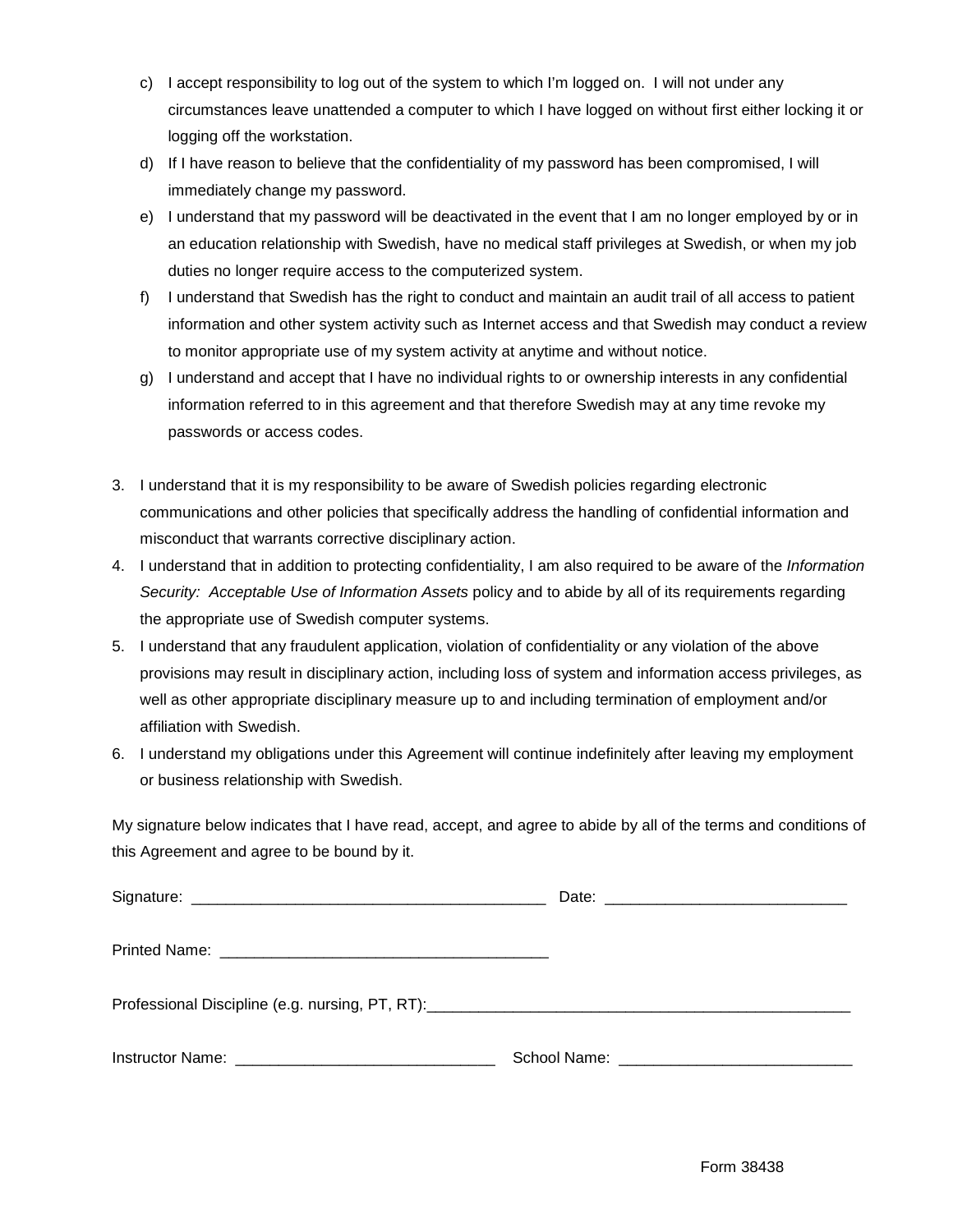c) I accept responsibility to log out of the system to which I'm logged on. I will not under any circumstances leave unattended a computer to which I have logged on without first either locking it or logging off the workstation.

d) If I have reason to believe that the confidentiality of my password has been compromised, I will immediately change my password.

e) I understand that my password will be deactivated in the event that I am no longer employed by or in an education relationship with Swedish, have no medical staff privileges at Swedish, or when my job duties no longer require access to the computerized system.

f) I understand that Swedish has the right to conduct and maintain an audit trail of all access to patient information and other system activity such as Internet access and that Swedish may conduct a review to monitor appropriate use of my system activity at anytime and without notice.

g) I understand and accept that I have no individual rights to or ownership interests in any confidential information referred to in this agreement and that therefore Swedish may at any time revoke my passwords or access codes.

3. I understand that it is my responsibility to be aware of Swedish policies regarding electronic communications and other policies that specifically address the handling of confidential information and misconduct that warrants corrective disciplinary action.
4. I understand that in addition to protecting confidentiality, I am also required to be aware of the *Information Security: Acceptable Use of Information Assets* policy and to abide by all of its requirements regarding the appropriate use of Swedish computer systems.
5. I understand that any fraudulent application, violation of confidentiality or any violation of the above provisions may result in disciplinary action, including loss of system and information access privileges, as well as other appropriate disciplinary measure up to and including termination of employment and/or affiliation with Swedish.
6. I understand my obligations under this Agreement will continue indefinitely after leaving my employment or business relationship with Swedish.

My signature below indicates that I have read, accept, and agree to abide by all of the terms and conditions of this Agreement and agree to be bound by it.

Signature: __________________________________________ Date: ____________________________

Printed Name: _______________________________________

Professional Discipline (e.g. nursing, PT, RT):__________________________________________________

Instructor Name: ______________________________ School Name: ___________________________

Form 38438